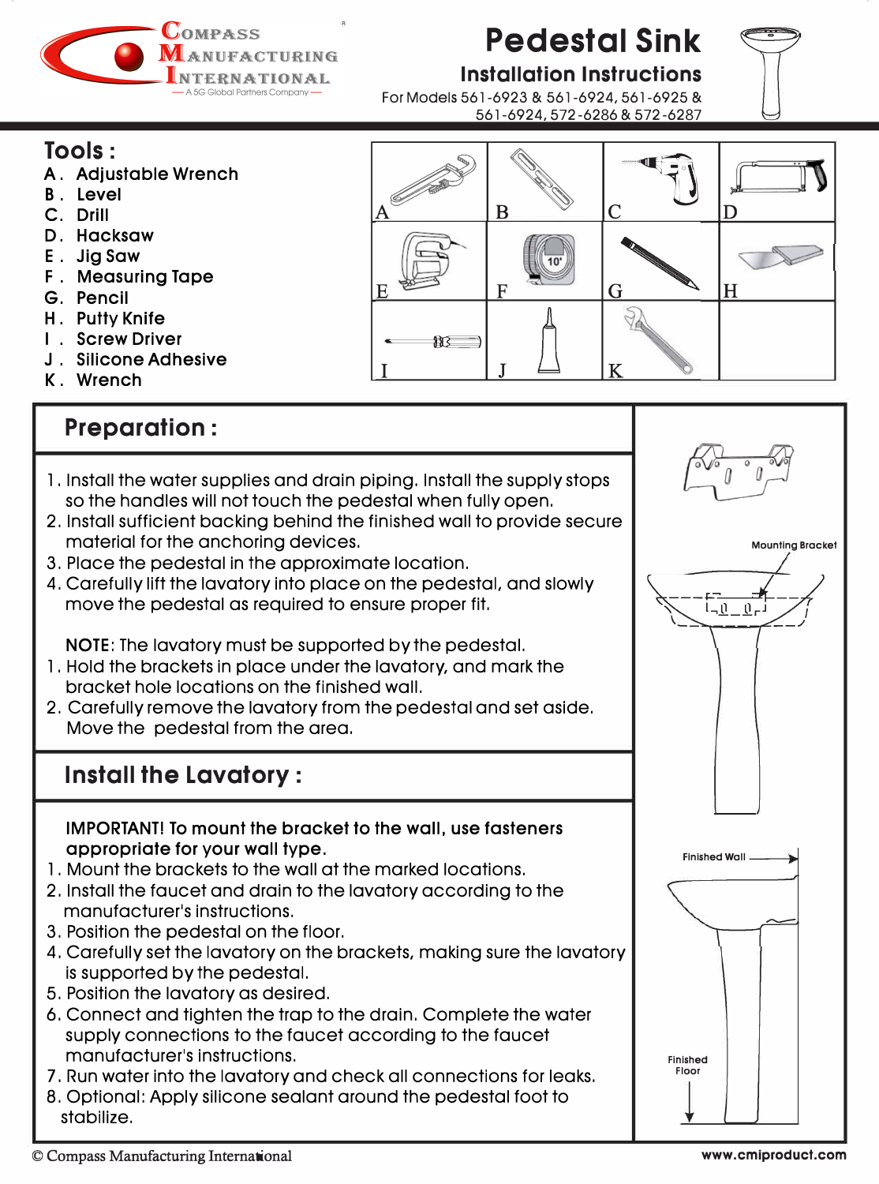Compass Manufacturing International
— A 5G Global Partners Company —

# Pedestal Sink

## Installation Instructions

For Models 561-6923 & 561-6924, 561-6925 & 561-6924, 572-6286 & 572-6287

## Tools :

A . Adjustable Wrench
B . Level
C . Drill
D . Hacksaw
E . Jig Saw
F . Measuring Tape
G . Pencil
H . Putty Knife
I . Screw Driver
J . Silicone Adhesive
K . Wrench

## Preparation :

1. Install the water supplies and drain piping. Install the supply stops so the handles will not touch the pedestal when fully open.
2. Install sufficient backing behind the finished wall to provide secure material for the anchoring devices.
3. Place the pedestal in the approximate location.
4. Carefully lift the lavatory into place on the pedestal, and slowly move the pedestal as required to ensure proper fit.

NOTE: The lavatory must be supported by the pedestal.

1. Hold the brackets in place under the lavatory, and mark the bracket hole locations on the finished wall.
2. Carefully remove the lavatory from the pedestal and set aside. Move the pedestal from the area.

## Install the Lavatory :

**IMPORTANT! To mount the bracket to the wall, use fasteners appropriate for your wall type.**

1. Mount the brackets to the wall at the marked locations.
2. Install the faucet and drain to the lavatory according to the manufacturer's instructions.
3. Position the pedestal on the floor.
4. Carefully set the lavatory on the brackets, making sure the lavatory is supported by the pedestal.
5. Position the lavatory as desired.
6. Connect and tighten the trap to the drain. Complete the water supply connections to the faucet according to the faucet manufacturer's instructions.
7. Run water into the lavatory and check all connections for leaks.
8. Optional: Apply silicone sealant around the pedestal foot to stabilize.

Mounting Bracket

Finished Wall

Finished Floor

© Compass Manufacturing International

www.cmiproduct.com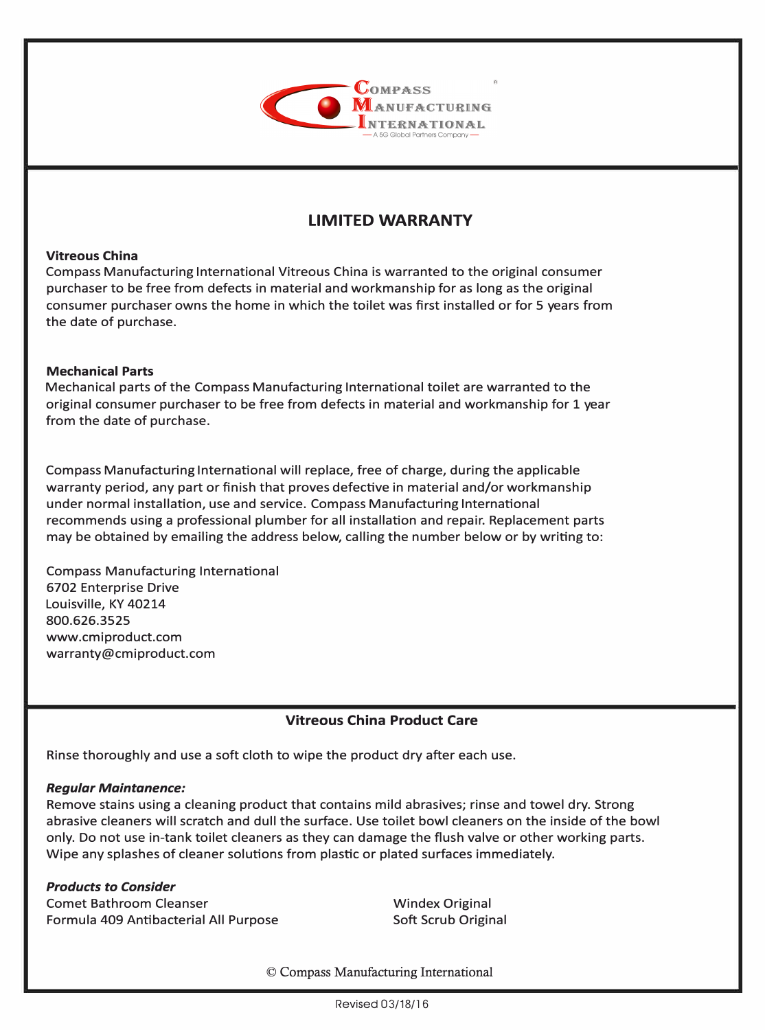Compass Manufacturing International

A 5G Global Partners Company

# LIMITED WARRANTY

**Vitreous China**

Compass Manufacturing International Vitreous China is warranted to the original consumer purchaser to be free from defects in material and workmanship for as long as the original consumer purchaser owns the home in which the toilet was first installed or for 5 years from the date of purchase.

**Mechanical Parts**

Mechanical parts of the Compass Manufacturing International toilet are warranted to the original consumer purchaser to be free from defects in material and workmanship for 1 year from the date of purchase.

Compass Manufacturing International will replace, free of charge, during the applicable warranty period, any part or finish that proves defective in material and/or workmanship under normal installation, use and service. Compass Manufacturing International recommends using a professional plumber for all installation and repair. Replacement parts may be obtained by emailing the address below, calling the number below or by writing to:

Compass Manufacturing International
6702 Enterprise Drive
Louisville, KY 40214
800.626.3525
www.cmiproduct.com
warranty@cmiproduct.com

## Vitreous China Product Care

Rinse thoroughly and use a soft cloth to wipe the product dry after each use.

***Regular Maintanence:***

Remove stains using a cleaning product that contains mild abrasives; rinse and towel dry. Strong abrasive cleaners will scratch and dull the surface. Use toilet bowl cleaners on the inside of the bowl only. Do not use in-tank toilet cleaners as they can damage the flush valve or other working parts. Wipe any splashes of cleaner solutions from plastic or plated surfaces immediately.

***Products to Consider***

Comet Bathroom Cleanser
Formula 409 Antibacterial All Purpose
Windex Original
Soft Scrub Original

© Compass Manufacturing International

Revised 03/18/16